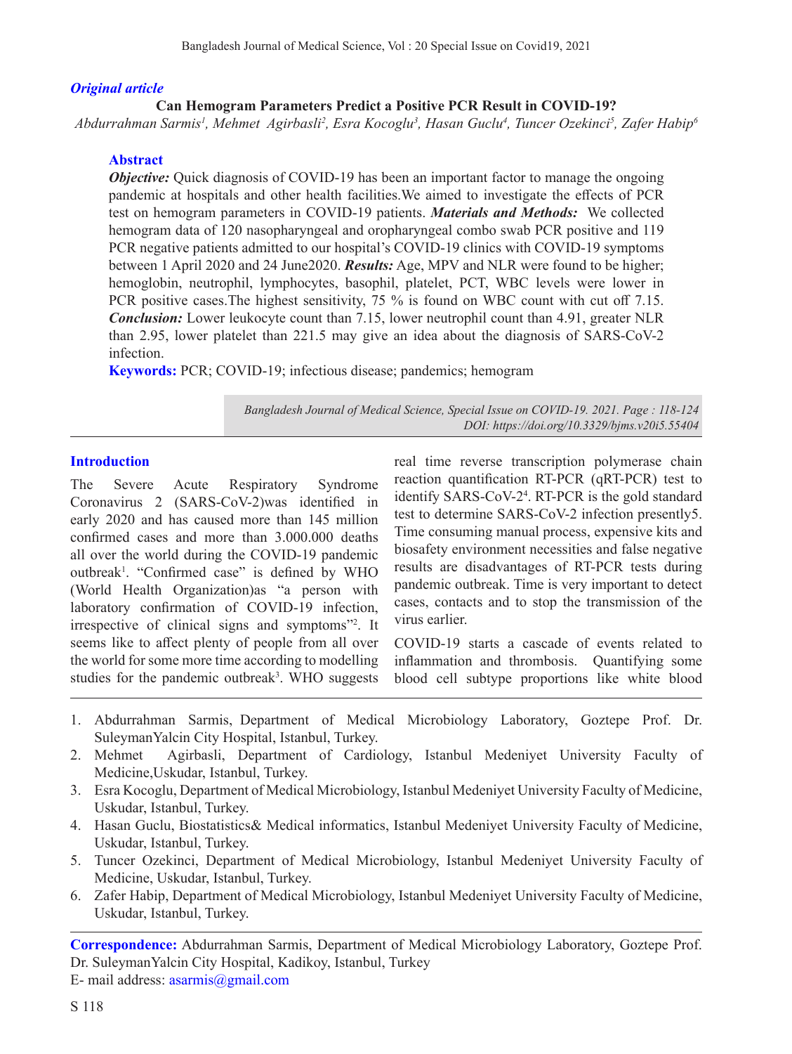*Original article*

**Can Hemogram Parameters Predict a Positive PCR Result in COVID-19?**

*Abdurrahman Sarmis[1], Mehmet Agirbasli[2], Esra Kocoglu[3], Hasan Guclu[4], Tuncer Ozekinci[5], Zafer Habip[6]*

## Abstract

***Objective:*** Quick diagnosis of COVID-19 has been an important factor to manage the ongoing pandemic at hospitals and other health facilities.We aimed to investigate the effects of PCR test on hemogram parameters in COVID-19 patients. ***Materials and Methods:*** We collected hemogram data of 120 nasopharyngeal and oropharyngeal combo swab PCR positive and 119 PCR negative patients admitted to our hospital's COVID-19 clinics with COVID-19 symptoms between 1 April 2020 and 24 June2020. ***Results:*** Age, MPV and NLR were found to be higher; hemoglobin, neutrophil, lymphocytes, basophil, platelet, PCT, WBC levels were lower in PCR positive cases.The highest sensitivity, 75 % is found on WBC count with cut off 7.15. ***Conclusion:*** Lower leukocyte count than 7.15, lower neutrophil count than 4.91, greater NLR than 2.95, lower platelet than 221.5 may give an idea about the diagnosis of SARS-CoV-2 infection.

**Keywords:** PCR; COVID-19; infectious disease; pandemics; hemogram

*Bangladesh Journal of Medical Science, Special Issue on COVID-19. 2021. Page : 118-124*
*DOI: https://doi.org/10.3329/bjms.v20i5.55404*

## Introduction

The Severe Acute Respiratory Syndrome Coronavirus 2 (SARS-CoV-2)was identified in early 2020 and has caused more than 145 million confirmed cases and more than 3.000.000 deaths all over the world during the COVID-19 pandemic outbreak[1]. "Confirmed case" is defined by WHO (World Health Organization)as "a person with laboratory confirmation of COVID-19 infection, irrespective of clinical signs and symptoms"[2]. It seems like to affect plenty of people from all over the world for some more time according to modelling studies for the pandemic outbreak[3]. WHO suggests real time reverse transcription polymerase chain reaction quantification RT-PCR (qRT-PCR) test to identify SARS-CoV-2[4]. RT-PCR is the gold standard test to determine SARS-CoV-2 infection presently5. Time consuming manual process, expensive kits and biosafety environment necessities and false negative results are disadvantages of RT-PCR tests during pandemic outbreak. Time is very important to detect cases, contacts and to stop the transmission of the virus earlier.

COVID-19 starts a cascade of events related to inflammation and thrombosis. Quantifying some blood cell subtype proportions like white blood

1. Abdurrahman Sarmis, Department of Medical Microbiology Laboratory, Goztepe Prof. Dr. SuleymanYalcin City Hospital, Istanbul, Turkey.
2. Mehmet Agirbasli, Department of Cardiology, Istanbul Medeniyet University Faculty of Medicine,Uskudar, Istanbul, Turkey.
3. Esra Kocoglu, Department of Medical Microbiology, Istanbul Medeniyet University Faculty of Medicine, Uskudar, Istanbul, Turkey.
4. Hasan Guclu, Biostatistics& Medical informatics, Istanbul Medeniyet University Faculty of Medicine, Uskudar, Istanbul, Turkey.
5. Tuncer Ozekinci, Department of Medical Microbiology, Istanbul Medeniyet University Faculty of Medicine, Uskudar, Istanbul, Turkey.
6. Zafer Habip, Department of Medical Microbiology, Istanbul Medeniyet University Faculty of Medicine, Uskudar, Istanbul, Turkey.

**Correspondence:** Abdurrahman Sarmis, Department of Medical Microbiology Laboratory, Goztepe Prof. Dr. SuleymanYalcin City Hospital, Kadikoy, Istanbul, Turkey
E- mail address: asarmis@gmail.com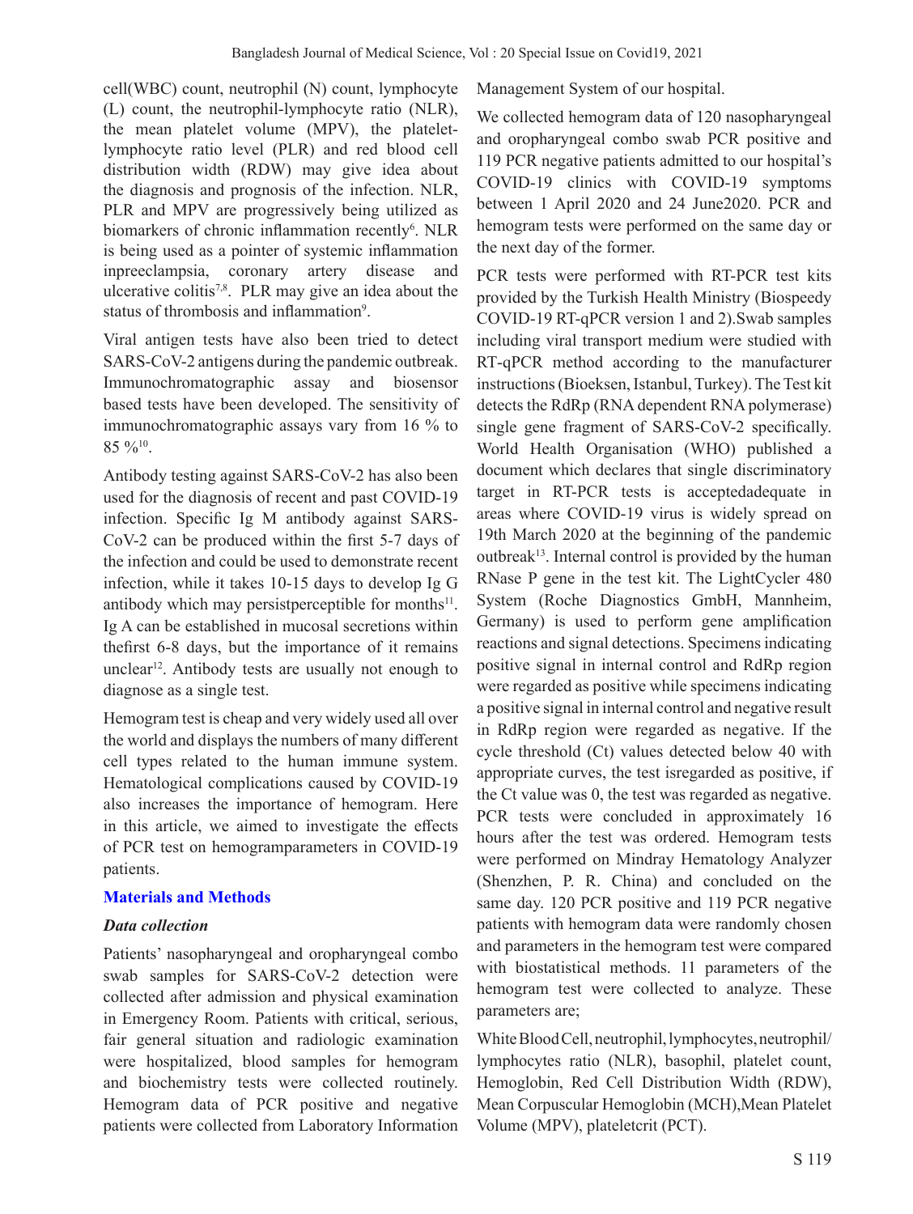cell(WBC) count, neutrophil (N) count, lymphocyte (L) count, the neutrophil-lymphocyte ratio (NLR), the mean platelet volume (MPV), the platelet-lymphocyte ratio level (PLR) and red blood cell distribution width (RDW) may give idea about the diagnosis and prognosis of the infection. NLR, PLR and MPV are progressively being utilized as biomarkers of chronic inflammation recently[6]. NLR is being used as a pointer of systemic inflammation inpreeclampsia, coronary artery disease and ulcerative colitis[7,8]. PLR may give an idea about the status of thrombosis and inflammation[9].

Viral antigen tests have also been tried to detect SARS-CoV-2 antigens during the pandemic outbreak. Immunochromatographic assay and biosensor based tests have been developed. The sensitivity of immunochromatographic assays vary from 16 % to 85 %[10].

Antibody testing against SARS-CoV-2 has also been used for the diagnosis of recent and past COVID-19 infection. Specific Ig M antibody against SARS-CoV-2 can be produced within the first 5-7 days of the infection and could be used to demonstrate recent infection, while it takes 10-15 days to develop Ig G antibody which may persistperceptible for months[11]. Ig A can be established in mucosal secretions within thefirst 6-8 days, but the importance of it remains unclear[12]. Antibody tests are usually not enough to diagnose as a single test.

Hemogram test is cheap and very widely used all over the world and displays the numbers of many different cell types related to the human immune system. Hematological complications caused by COVID-19 also increases the importance of hemogram. Here in this article, we aimed to investigate the effects of PCR test on hemogramparameters in COVID-19 patients.

## Materials and Methods

### *Data collection*

Patients' nasopharyngeal and oropharyngeal combo swab samples for SARS-CoV-2 detection were collected after admission and physical examination in Emergency Room. Patients with critical, serious, fair general situation and radiologic examination were hospitalized, blood samples for hemogram and biochemistry tests were collected routinely. Hemogram data of PCR positive and negative patients were collected from Laboratory Information Management System of our hospital.

We collected hemogram data of 120 nasopharyngeal and oropharyngeal combo swab PCR positive and 119 PCR negative patients admitted to our hospital's COVID-19 clinics with COVID-19 symptoms between 1 April 2020 and 24 June2020. PCR and hemogram tests were performed on the same day or the next day of the former.

PCR tests were performed with RT-PCR test kits provided by the Turkish Health Ministry (Biospeedy COVID-19 RT-qPCR version 1 and 2).Swab samples including viral transport medium were studied with RT-qPCR method according to the manufacturer instructions (Bioeksen, Istanbul, Turkey). The Test kit detects the RdRp (RNA dependent RNA polymerase) single gene fragment of SARS-CoV-2 specifically. World Health Organisation (WHO) published a document which declares that single discriminatory target in RT-PCR tests is acceptedadequate in areas where COVID-19 virus is widely spread on 19th March 2020 at the beginning of the pandemic outbreak[13]. Internal control is provided by the human RNase P gene in the test kit. The LightCycler 480 System (Roche Diagnostics GmbH, Mannheim, Germany) is used to perform gene amplification reactions and signal detections. Specimens indicating positive signal in internal control and RdRp region were regarded as positive while specimens indicating a positive signal in internal control and negative result in RdRp region were regarded as negative. If the cycle threshold (Ct) values detected below 40 with appropriate curves, the test isregarded as positive, if the Ct value was 0, the test was regarded as negative. PCR tests were concluded in approximately 16 hours after the test was ordered. Hemogram tests were performed on Mindray Hematology Analyzer (Shenzhen, P. R. China) and concluded on the same day. 120 PCR positive and 119 PCR negative patients with hemogram data were randomly chosen and parameters in the hemogram test were compared with biostatistical methods. 11 parameters of the hemogram test were collected to analyze. These parameters are;

White Blood Cell, neutrophil, lymphocytes, neutrophil/lymphocytes ratio (NLR), basophil, platelet count, Hemoglobin, Red Cell Distribution Width (RDW), Mean Corpuscular Hemoglobin (MCH),Mean Platelet Volume (MPV), plateletcrit (PCT).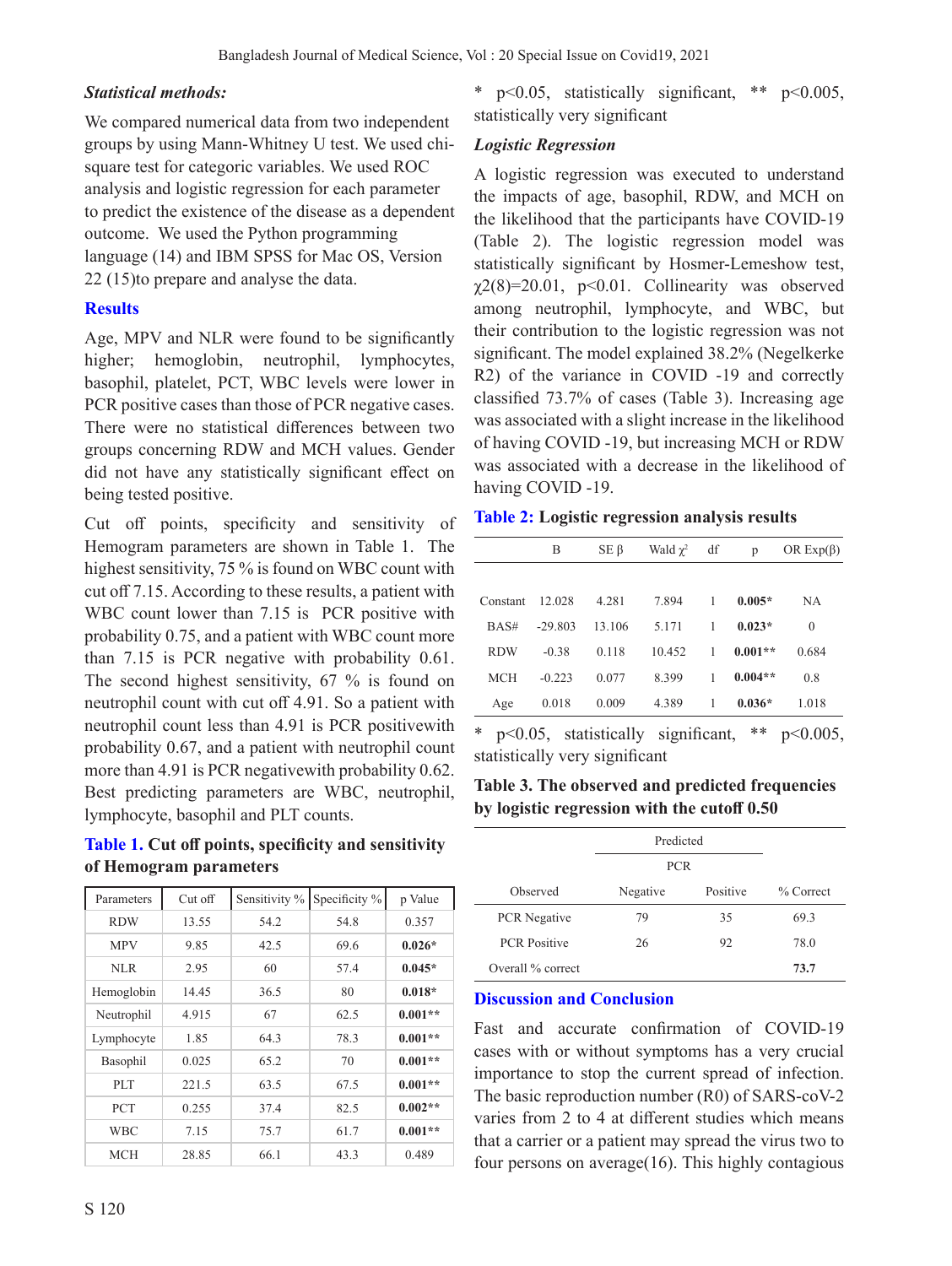### *Statistical methods:*

We compared numerical data from two independent groups by using Mann-Whitney U test. We used chi-square test for categoric variables. We used ROC analysis and logistic regression for each parameter to predict the existence of the disease as a dependent outcome. We used the Python programming language (14) and IBM SPSS for Mac OS, Version 22 (15)to prepare and analyse the data.

## Results

Age, MPV and NLR were found to be significantly higher; hemoglobin, neutrophil, lymphocytes, basophil, platelet, PCT, WBC levels were lower in PCR positive cases than those of PCR negative cases. There were no statistical differences between two groups concerning RDW and MCH values. Gender did not have any statistically significant effect on being tested positive.

Cut off points, specificity and sensitivity of Hemogram parameters are shown in Table 1. The highest sensitivity, 75 % is found on WBC count with cut off 7.15. According to these results, a patient with WBC count lower than 7.15 is PCR positive with probability 0.75, and a patient with WBC count more than 7.15 is PCR negative with probability 0.61. The second highest sensitivity, 67 % is found on neutrophil count with cut off 4.91. So a patient with neutrophil count less than 4.91 is PCR positivewith probability 0.67, and a patient with neutrophil count more than 4.91 is PCR negativewith probability 0.62. Best predicting parameters are WBC, neutrophil, lymphocyte, basophil and PLT counts.

**Table 1. Cut off points, specificity and sensitivity of Hemogram parameters**

| Parameters | Cut off | Sensitivity % | Specificity % | p Value |
|---|---|---|---|---|
| RDW | 13.55 | 54.2 | 54.8 | 0.357 |
| MPV | 9.85 | 42.5 | 69.6 | **0.026*** |
| NLR | 2.95 | 60 | 57.4 | **0.045*** |
| Hemoglobin | 14.45 | 36.5 | 80 | **0.018*** |
| Neutrophil | 4.915 | 67 | 62.5 | **0.001**** |
| Lymphocyte | 1.85 | 64.3 | 78.3 | **0.001**** |
| Basophil | 0.025 | 65.2 | 70 | **0.001**** |
| PLT | 221.5 | 63.5 | 67.5 | **0.001**** |
| PCT | 0.255 | 37.4 | 82.5 | **0.002**** |
| WBC | 7.15 | 75.7 | 61.7 | **0.001**** |
| MCH | 28.85 | 66.1 | 43.3 | 0.489 |

* $p<0.05$, statistically significant, ** $p<0.005$, statistically very significant

### *Logistic Regression*

A logistic regression was executed to understand the impacts of age, basophil, RDW, and MCH on the likelihood that the participants have COVID-19 (Table 2). The logistic regression model was statistically significant by Hosmer-Lemeshow test, $\chi^2(8)=20.01$, $p<0.01$. Collinearity was observed among neutrophil, lymphocyte, and WBC, but their contribution to the logistic regression was not significant. The model explained 38.2% (Negelkerke R2) of the variance in COVID -19 and correctly classified 73.7% of cases (Table 3). Increasing age was associated with a slight increase in the likelihood of having COVID -19, but increasing MCH or RDW was associated with a decrease in the likelihood of having COVID -19.

**Table 2: Logistic regression analysis results**

| | B | SE β | Wald $\chi^2$ | df | p | OR Exp(β) |
|---|---|---|---|---|---|---|
| Constant | 12.028 | 4.281 | 7.894 | 1 | **0.005*** | NA |
| BAS# | -29.803 | 13.106 | 5.171 | 1 | **0.023*** | 0 |
| RDW | -0.38 | 0.118 | 10.452 | 1 | **0.001**** | 0.684 |
| MCH | -0.223 | 0.077 | 8.399 | 1 | **0.004**** | 0.8 |
| Age | 0.018 | 0.009 | 4.389 | 1 | **0.036*** | 1.018 |

* $p<0.05$, statistically significant, ** $p<0.005$, statistically very significant

**Table 3. The observed and predicted frequencies by logistic regression with the cutoff 0.50**

| | Predicted | | |
|---|---|---|---|
| | PCR | | |
| Observed | Negative | Positive | % Correct |
| PCR Negative | 79 | 35 | 69.3 |
| PCR Positive | 26 | 92 | 78.0 |
| Overall % correct | | | **73.7** |

## Discussion and Conclusion

Fast and accurate confirmation of COVID-19 cases with or without symptoms has a very crucial importance to stop the current spread of infection. The basic reproduction number (R0) of SARS-coV-2 varies from 2 to 4 at different studies which means that a carrier or a patient may spread the virus two to four persons on average(16). This highly contagious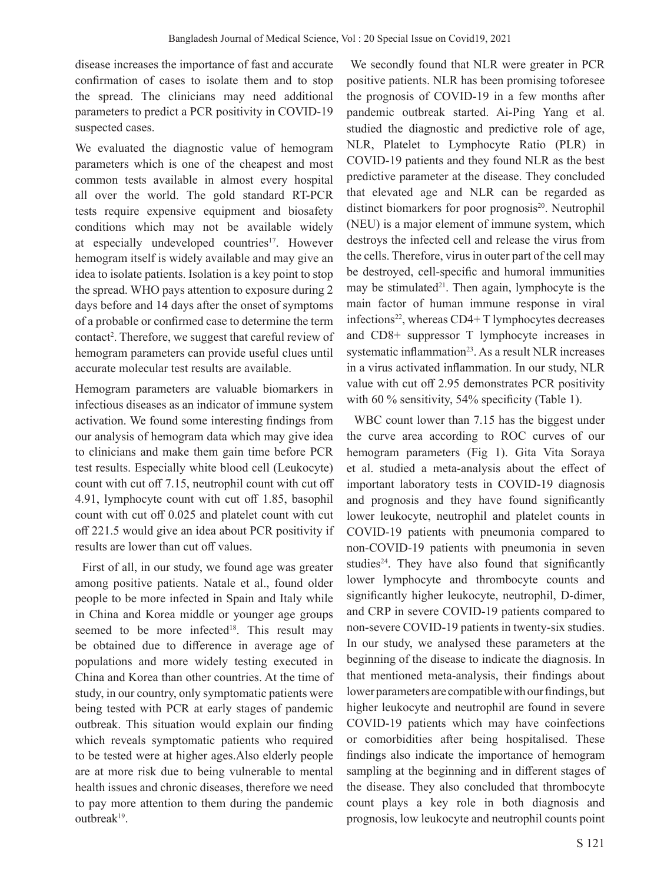disease increases the importance of fast and accurate confirmation of cases to isolate them and to stop the spread. The clinicians may need additional parameters to predict a PCR positivity in COVID-19 suspected cases.

We evaluated the diagnostic value of hemogram parameters which is one of the cheapest and most common tests available in almost every hospital all over the world. The gold standard RT-PCR tests require expensive equipment and biosafety conditions which may not be available widely at especially undeveloped countries[17]. However hemogram itself is widely available and may give an idea to isolate patients. Isolation is a key point to stop the spread. WHO pays attention to exposure during 2 days before and 14 days after the onset of symptoms of a probable or confirmed case to determine the term contact[2]. Therefore, we suggest that careful review of hemogram parameters can provide useful clues until accurate molecular test results are available.

Hemogram parameters are valuable biomarkers in infectious diseases as an indicator of immune system activation. We found some interesting findings from our analysis of hemogram data which may give idea to clinicians and make them gain time before PCR test results. Especially white blood cell (Leukocyte) count with cut off 7.15, neutrophil count with cut off 4.91, lymphocyte count with cut off 1.85, basophil count with cut off 0.025 and platelet count with cut off 221.5 would give an idea about PCR positivity if results are lower than cut off values.

First of all, in our study, we found age was greater among positive patients. Natale et al., found older people to be more infected in Spain and Italy while in China and Korea middle or younger age groups seemed to be more infected[18]. This result may be obtained due to difference in average age of populations and more widely testing executed in China and Korea than other countries. At the time of study, in our country, only symptomatic patients were being tested with PCR at early stages of pandemic outbreak. This situation would explain our finding which reveals symptomatic patients who required to be tested were at higher ages.Also elderly people are at more risk due to being vulnerable to mental health issues and chronic diseases, therefore we need to pay more attention to them during the pandemic outbreak[19].

We secondly found that NLR were greater in PCR positive patients. NLR has been promising toforesee the prognosis of COVID-19 in a few months after pandemic outbreak started. Ai-Ping Yang et al. studied the diagnostic and predictive role of age, NLR, Platelet to Lymphocyte Ratio (PLR) in COVID-19 patients and they found NLR as the best predictive parameter at the disease. They concluded that elevated age and NLR can be regarded as distinct biomarkers for poor prognosis[20]. Neutrophil (NEU) is a major element of immune system, which destroys the infected cell and release the virus from the cells. Therefore, virus in outer part of the cell may be destroyed, cell-specific and humoral immunities may be stimulated[21]. Then again, lymphocyte is the main factor of human immune response in viral infections[22], whereas CD4+ T lymphocytes decreases and CD8+ suppressor T lymphocyte increases in systematic inflammation[23]. As a result NLR increases in a virus activated inflammation. In our study, NLR value with cut off 2.95 demonstrates PCR positivity with 60 % sensitivity, 54% specificity (Table 1).

WBC count lower than 7.15 has the biggest under the curve area according to ROC curves of our hemogram parameters (Fig 1). Gita Vita Soraya et al. studied a meta-analysis about the effect of important laboratory tests in COVID-19 diagnosis and prognosis and they have found significantly lower leukocyte, neutrophil and platelet counts in COVID-19 patients with pneumonia compared to non-COVID-19 patients with pneumonia in seven studies[24]. They have also found that significantly lower lymphocyte and thrombocyte counts and significantly higher leukocyte, neutrophil, D-dimer, and CRP in severe COVID-19 patients compared to non-severe COVID-19 patients in twenty-six studies. In our study, we analysed these parameters at the beginning of the disease to indicate the diagnosis. In that mentioned meta-analysis, their findings about lower parameters are compatible with our findings, but higher leukocyte and neutrophil are found in severe COVID-19 patients which may have coinfections or comorbidities after being hospitalised. These findings also indicate the importance of hemogram sampling at the beginning and in different stages of the disease. They also concluded that thrombocyte count plays a key role in both diagnosis and prognosis, low leukocyte and neutrophil counts point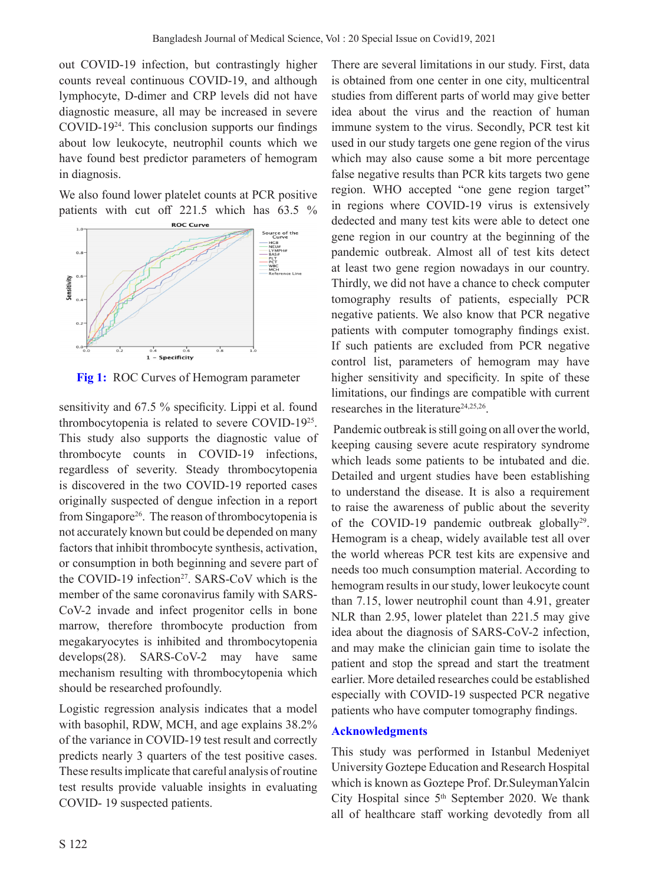out COVID-19 infection, but contrastingly higher counts reveal continuous COVID-19, and although lymphocyte, D-dimer and CRP levels did not have diagnostic measure, all may be increased in severe COVID-19[24]. This conclusion supports our findings about low leukocyte, neutrophil counts which we have found best predictor parameters of hemogram in diagnosis.

We also found lower platelet counts at PCR positive patients with cut off 221.5 which has 63.5 % sensitivity and 67.5 % specificity. Lippi et al. found thrombocytopenia is related to severe COVID-19[25]. This study also supports the diagnostic value of thrombocyte counts in COVID-19 infections, regardless of severity. Steady thrombocytopenia is discovered in the two COVID-19 reported cases originally suspected of dengue infection in a report from Singapore[26]. The reason of thrombocytopenia is not accurately known but could be depended on many factors that inhibit thrombocyte synthesis, activation, or consumption in both beginning and severe part of the COVID-19 infection[27]. SARS-CoV which is the member of the same coronavirus family with SARS-CoV-2 invade and infect progenitor cells in bone marrow, therefore thrombocyte production from megakaryocytes is inhibited and thrombocytopenia develops(28). SARS-CoV-2 may have same mechanism resulting with thrombocytopenia which should be researched profoundly.

**Fig 1:** ROC Curves of Hemogram parameter

Logistic regression analysis indicates that a model with basophil, RDW, MCH, and age explains 38.2% of the variance in COVID-19 test result and correctly predicts nearly 3 quarters of the test positive cases. These results implicate that careful analysis of routine test results provide valuable insights in evaluating COVID- 19 suspected patients.

There are several limitations in our study. First, data is obtained from one center in one city, multicentral studies from different parts of world may give better idea about the virus and the reaction of human immune system to the virus. Secondly, PCR test kit used in our study targets one gene region of the virus which may also cause some a bit more percentage false negative results than PCR kits targets two gene region. WHO accepted "one gene region target" in regions where COVID-19 virus is extensively dedected and many test kits were able to detect one gene region in our country at the beginning of the pandemic outbreak. Almost all of test kits detect at least two gene region nowadays in our country. Thirdly, we did not have a chance to check computer tomography results of patients, especially PCR negative patients. We also know that PCR negative patients with computer tomography findings exist. If such patients are excluded from PCR negative control list, parameters of hemogram may have higher sensitivity and specificity. In spite of these limitations, our findings are compatible with current researches in the literature[24,25,26].

Pandemic outbreak is still going on all over the world, keeping causing severe acute respiratory syndrome which leads some patients to be intubated and die. Detailed and urgent studies have been establishing to understand the disease. It is also a requirement to raise the awareness of public about the severity of the COVID-19 pandemic outbreak globally[29]. Hemogram is a cheap, widely available test all over the world whereas PCR test kits are expensive and needs too much consumption material. According to hemogram results in our study, lower leukocyte count than 7.15, lower neutrophil count than 4.91, greater NLR than 2.95, lower platelet than 221.5 may give idea about the diagnosis of SARS-CoV-2 infection, and may make the clinician gain time to isolate the patient and stop the spread and start the treatment earlier. More detailed researches could be established especially with COVID-19 suspected PCR negative patients who have computer tomography findings.

## Acknowledgments

This study was performed in Istanbul Medeniyet University Goztepe Education and Research Hospital which is known as Goztepe Prof. Dr.SuleymanYalcin City Hospital since 5th September 2020. We thank all of healthcare staff working devotedly from all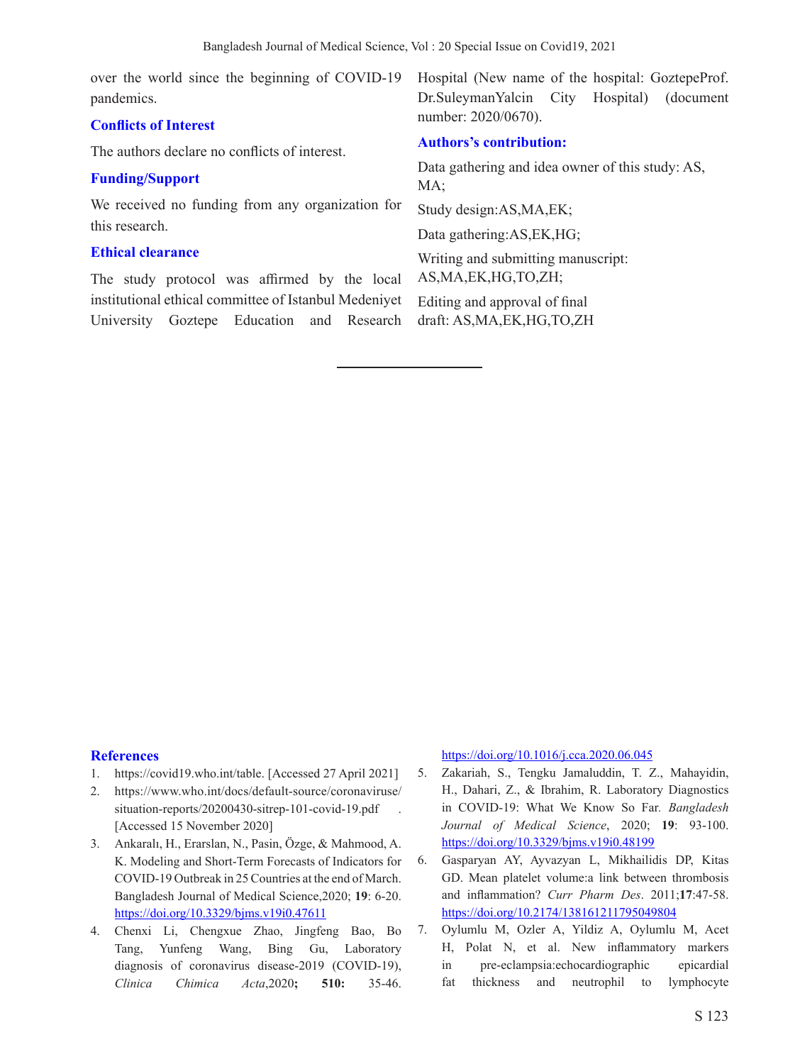over the world since the beginning of COVID-19 pandemics.

## Conflicts of Interest

The authors declare no conflicts of interest.

## Funding/Support

We received no funding from any organization for this research.

## Ethical clearance

The study protocol was affirmed by the local institutional ethical committee of Istanbul Medeniyet University Goztepe Education and Research Hospital (New name of the hospital: GoztepeProf. Dr.SuleymanYalcin City Hospital) (document number: 2020/0670).

## Authors's contribution:

Data gathering and idea owner of this study: AS, MA;

Study design:AS,MA,EK;

Data gathering:AS,EK,HG;

Writing and submitting manuscript: AS,MA,EK,HG,TO,ZH;

Editing and approval of final draft: AS,MA,EK,HG,TO,ZH

---

## References

1. https://covid19.who.int/table. [Accessed 27 April 2021]
2. https://www.who.int/docs/default-source/coronaviruse/situation-reports/20200430-sitrep-101-covid-19.pdf . [Accessed 15 November 2020]
3. Ankaralı, H., Erarslan, N., Pasin, Özge, & Mahmood, A. K. Modeling and Short-Term Forecasts of Indicators for COVID-19 Outbreak in 25 Countries at the end of March. Bangladesh Journal of Medical Science,2020; **19**: 6-20. https://doi.org/10.3329/bjms.v19i0.47611
4. Chenxi Li, Chengxue Zhao, Jingfeng Bao, Bo Tang, Yunfeng Wang, Bing Gu, Laboratory diagnosis of coronavirus disease-2019 (COVID-19), *Clinica Chimica Acta*,2020**; 510:** 35-46. https://doi.org/10.1016/j.cca.2020.06.045
5. Zakariah, S., Tengku Jamaluddin, T. Z., Mahayidin, H., Dahari, Z., & Ibrahim, R. Laboratory Diagnostics in COVID-19: What We Know So Far. *Bangladesh Journal of Medical Science*, 2020; **19**: 93-100. https://doi.org/10.3329/bjms.v19i0.48199
6. Gasparyan AY, Ayvazyan L, Mikhailidis DP, Kitas GD. Mean platelet volume:a link between thrombosis and inflammation? *Curr Pharm Des*. 2011;**17**:47-58. https://doi.org/10.2174/138161211795049804
7. Oylumlu M, Ozler A, Yildiz A, Oylumlu M, Acet H, Polat N, et al. New inflammatory markers in pre-eclampsia:echocardiographic epicardial fat thickness and neutrophil to lymphocyte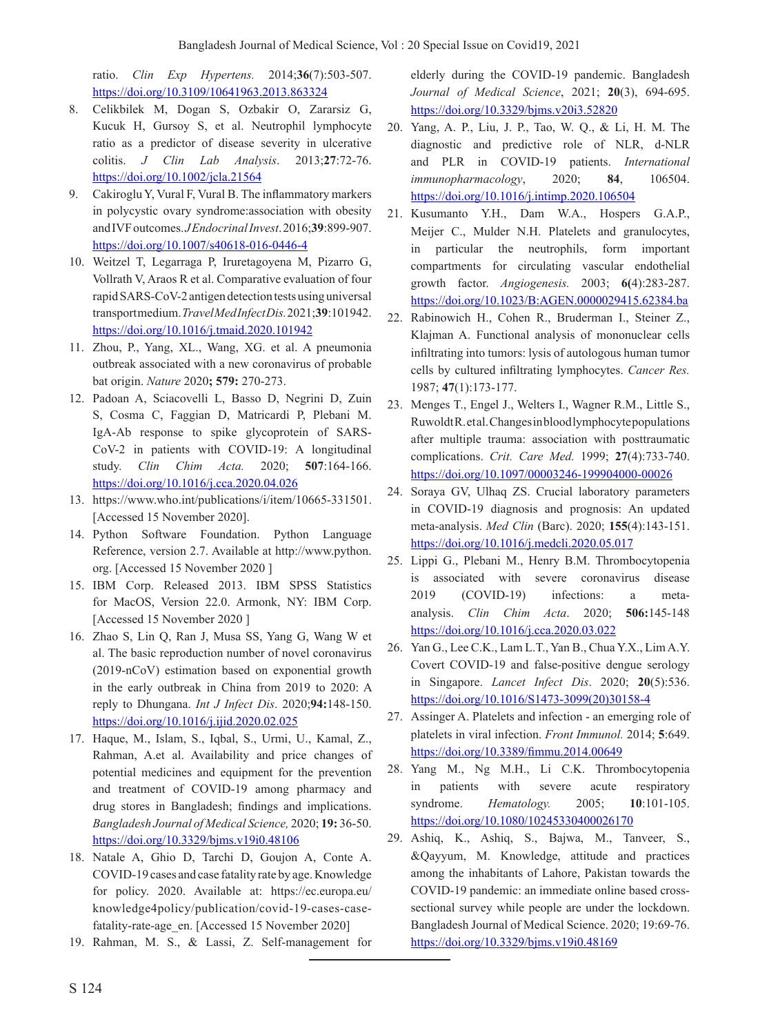ratio. *Clin Exp Hypertens.* 2014;**36**(7):503-507. https://doi.org/10.3109/10641963.2013.863324

8. Celikbilek M, Dogan S, Ozbakir O, Zararsiz G, Kucuk H, Gursoy S, et al. Neutrophil lymphocyte ratio as a predictor of disease severity in ulcerative colitis. *J Clin Lab Analysis*. 2013;**27**:72-76. https://doi.org/10.1002/jcla.21564
9. Cakiroglu Y, Vural F, Vural B. The inflammatory markers in polycystic ovary syndrome:association with obesity and IVF outcomes. *J Endocrinal Invest*. 2016;**39**:899-907. https://doi.org/10.1007/s40618-016-0446-4
10. Weitzel T, Legarraga P, Iruretagoyena M, Pizarro G, Vollrath V, Araos R et al. Comparative evaluation of four rapid SARS-CoV-2 antigen detection tests using universal transport medium. *Travel Med Infect Dis.* 2021;**39**:101942. https://doi.org/10.1016/j.tmaid.2020.101942
11. Zhou, P., Yang, XL., Wang, XG. et al. A pneumonia outbreak associated with a new coronavirus of probable bat origin. *Nature* 2020**; 579:** 270-273.
12. Padoan A, Sciacovelli L, Basso D, Negrini D, Zuin S, Cosma C, Faggian D, Matricardi P, Plebani M. IgA-Ab response to spike glycoprotein of SARS-CoV-2 in patients with COVID-19: A longitudinal study. *Clin Chim Acta.* 2020; **507**:164-166. https://doi.org/10.1016/j.cca.2020.04.026
13. https://www.who.int/publications/i/item/10665-331501. [Accessed 15 November 2020].
14. Python Software Foundation. Python Language Reference, version 2.7. Available at http://www.python.org. [Accessed 15 November 2020 ]
15. IBM Corp. Released 2013. IBM SPSS Statistics for MacOS, Version 22.0. Armonk, NY: IBM Corp. [Accessed 15 November 2020 ]
16. Zhao S, Lin Q, Ran J, Musa SS, Yang G, Wang W et al. The basic reproduction number of novel coronavirus (2019-nCoV) estimation based on exponential growth in the early outbreak in China from 2019 to 2020: A reply to Dhungana. *Int J Infect Dis*. 2020;**94:**148-150. https://doi.org/10.1016/j.ijid.2020.02.025
17. Haque, M., Islam, S., Iqbal, S., Urmi, U., Kamal, Z., Rahman, A.et al. Availability and price changes of potential medicines and equipment for the prevention and treatment of COVID-19 among pharmacy and drug stores in Bangladesh; findings and implications. *Bangladesh Journal of Medical Science,* 2020; **19:** 36-50. https://doi.org/10.3329/bjms.v19i0.48106
18. Natale A, Ghio D, Tarchi D, Goujon A, Conte A. COVID-19 cases and case fatality rate by age. Knowledge for policy. 2020. Available at: https://ec.europa.eu/knowledge4policy/publication/covid-19-cases-case-fatality-rate-age_en. [Accessed 15 November 2020]
19. Rahman, M. S., & Lassi, Z. Self-management for elderly during the COVID-19 pandemic. Bangladesh *Journal of Medical Science*, 2021; **20**(3), 694-695. https://doi.org/10.3329/bjms.v20i3.52820
20. Yang, A. P., Liu, J. P., Tao, W. Q., & Li, H. M. The diagnostic and predictive role of NLR, d-NLR and PLR in COVID-19 patients. *International immunopharmacology*, 2020; **84**, 106504. https://doi.org/10.1016/j.intimp.2020.106504
21. Kusumanto Y.H., Dam W.A., Hospers G.A.P., Meijer C., Mulder N.H. Platelets and granulocytes, in particular the neutrophils, form important compartments for circulating vascular endothelial growth factor. *Angiogenesis.* 2003; **6(**4):283-287. https://doi.org/10.1023/B:AGEN.0000029415.62384.ba
22. Rabinowich H., Cohen R., Bruderman I., Steiner Z., Klajman A. Functional analysis of mononuclear cells infiltrating into tumors: lysis of autologous human tumor cells by cultured infiltrating lymphocytes. *Cancer Res.* 1987; **47**(1):173-177.
23. Menges T., Engel J., Welters I., Wagner R.M., Little S., Ruwoldt R. et al. Changes in blood lymphocyte populations after multiple trauma: association with posttraumatic complications. *Crit. Care Med.* 1999; **27**(4):733-740. https://doi.org/10.1097/00003246-199904000-00026
24. Soraya GV, Ulhaq ZS. Crucial laboratory parameters in COVID-19 diagnosis and prognosis: An updated meta-analysis. *Med Clin* (Barc). 2020; **155**(4):143-151. https://doi.org/10.1016/j.medcli.2020.05.017
25. Lippi G., Plebani M., Henry B.M. Thrombocytopenia is associated with severe coronavirus disease 2019 (COVID-19) infections: a meta-analysis. *Clin Chim Acta*. 2020; **506:**145-148 https://doi.org/10.1016/j.cca.2020.03.022
26. Yan G., Lee C.K., Lam L.T., Yan B., Chua Y.X., Lim A.Y. Covert COVID-19 and false-positive dengue serology in Singapore. *Lancet Infect Dis*. 2020; **20**(5):536. https://doi.org/10.1016/S1473-3099(20)30158-4
27. Assinger A. Platelets and infection - an emerging role of platelets in viral infection. *Front Immunol.* 2014; **5**:649. https://doi.org/10.3389/fimmu.2014.00649
28. Yang M., Ng M.H., Li C.K. Thrombocytopenia in patients with severe acute respiratory syndrome. *Hematology.* 2005; **10**:101-105. https://doi.org/10.1080/10245330400026170
29. Ashiq, K., Ashiq, S., Bajwa, M., Tanveer, S., &Qayyum, M. Knowledge, attitude and practices among the inhabitants of Lahore, Pakistan towards the COVID-19 pandemic: an immediate online based cross-sectional survey while people are under the lockdown. Bangladesh Journal of Medical Science. 2020; 19:69-76. https://doi.org/10.3329/bjms.v19i0.48169